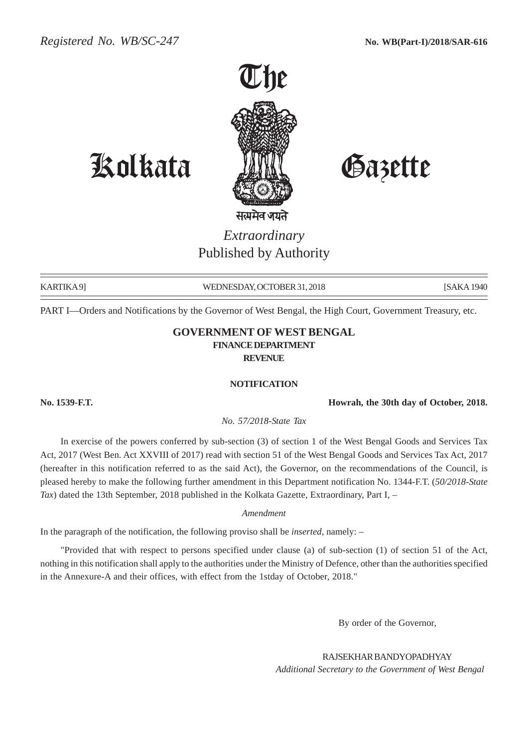*Registered No. WB/SC-247* **No. WB(Part-I)/2018/SAR-616**

# The Kolkata Gazette

सत्यमेव जयते

*Extraordinary*
Published by Authority

KARTIKA 9] WEDNESDAY, OCTOBER 31, 2018 [SAKA 1940

PART I—Orders and Notifications by the Governor of West Bengal, the High Court, Government Treasury, etc.

## GOVERNMENT OF WEST BENGAL
### FINANCE DEPARTMENT
### REVENUE

#### NOTIFICATION

**No. 1539-F.T.** **Howrah, the 30th day of October, 2018.**

*No. 57/2018-State Tax*

In exercise of the powers conferred by sub-section (3) of section 1 of the West Bengal Goods and Services Tax Act, 2017 (West Ben. Act XXVIII of 2017) read with section 51 of the West Bengal Goods and Services Tax Act, 2017 (hereafter in this notification referred to as the said Act), the Governor, on the recommendations of the Council, is pleased hereby to make the following further amendment in this Department notification No. 1344-F.T. (*50/2018-State Tax*) dated the 13th September, 2018 published in the Kolkata Gazette, Extraordinary, Part I, –

*Amendment*

In the paragraph of the notification, the following proviso shall be *inserted*, namely: –

"Provided that with respect to persons specified under clause (a) of sub-section (1) of section 51 of the Act, nothing in this notification shall apply to the authorities under the Ministry of Defence, other than the authorities specified in the Annexure-A and their offices, with effect from the 1stday of October, 2018."

By order of the Governor,

RAJSEKHAR BANDYOPADHYAY
*Additional Secretary to the Government of West Bengal*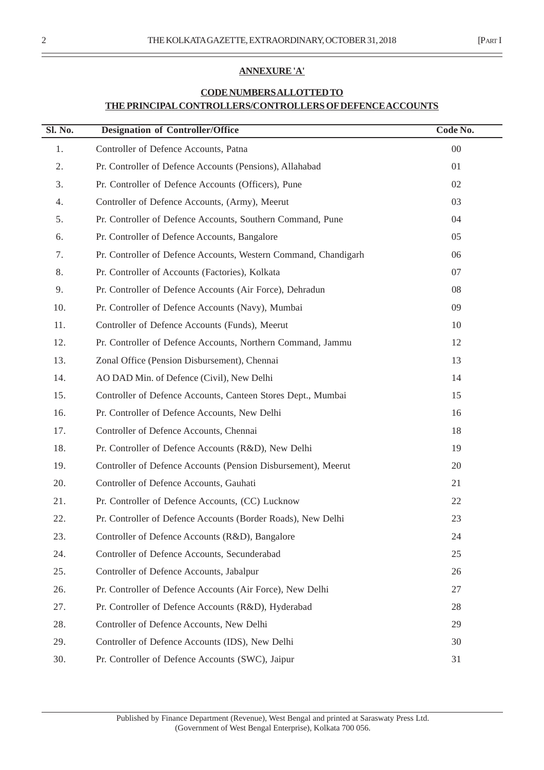**ANNEXURE 'A'**

**CODE NUMBERS ALLOTTED TO**
**THE PRINCIPAL CONTROLLERS/CONTROLLERS OF DEFENCE ACCOUNTS**

| Sl. No. | Designation of Controller/Office | Code No. |
|---|---|---|
| 1. | Controller of Defence Accounts, Patna | 00 |
| 2. | Pr. Controller of Defence Accounts (Pensions), Allahabad | 01 |
| 3. | Pr. Controller of Defence Accounts (Officers), Pune | 02 |
| 4. | Controller of Defence Accounts, (Army), Meerut | 03 |
| 5. | Pr. Controller of Defence Accounts, Southern Command, Pune | 04 |
| 6. | Pr. Controller of Defence Accounts, Bangalore | 05 |
| 7. | Pr. Controller of Defence Accounts, Western Command, Chandigarh | 06 |
| 8. | Pr. Controller of Accounts (Factories), Kolkata | 07 |
| 9. | Pr. Controller of Defence Accounts (Air Force), Dehradun | 08 |
| 10. | Pr. Controller of Defence Accounts (Navy), Mumbai | 09 |
| 11. | Controller of Defence Accounts (Funds), Meerut | 10 |
| 12. | Pr. Controller of Defence Accounts, Northern Command, Jammu | 12 |
| 13. | Zonal Office (Pension Disbursement), Chennai | 13 |
| 14. | AO DAD Min. of Defence (Civil), New Delhi | 14 |
| 15. | Controller of Defence Accounts, Canteen Stores Dept., Mumbai | 15 |
| 16. | Pr. Controller of Defence Accounts, New Delhi | 16 |
| 17. | Controller of Defence Accounts, Chennai | 18 |
| 18. | Pr. Controller of Defence Accounts (R&D), New Delhi | 19 |
| 19. | Controller of Defence Accounts (Pension Disbursement), Meerut | 20 |
| 20. | Controller of Defence Accounts, Gauhati | 21 |
| 21. | Pr. Controller of Defence Accounts, (CC) Lucknow | 22 |
| 22. | Pr. Controller of Defence Accounts (Border Roads), New Delhi | 23 |
| 23. | Controller of Defence Accounts (R&D), Bangalore | 24 |
| 24. | Controller of Defence Accounts, Secunderabad | 25 |
| 25. | Controller of Defence Accounts, Jabalpur | 26 |
| 26. | Pr. Controller of Defence Accounts (Air Force), New Delhi | 27 |
| 27. | Pr. Controller of Defence Accounts (R&D), Hyderabad | 28 |
| 28. | Controller of Defence Accounts, New Delhi | 29 |
| 29. | Controller of Defence Accounts (IDS), New Delhi | 30 |
| 30. | Pr. Controller of Defence Accounts (SWC), Jaipur | 31 |

Published by Finance Department (Revenue), West Bengal and printed at Saraswaty Press Ltd.
(Government of West Bengal Enterprise), Kolkata 700 056.